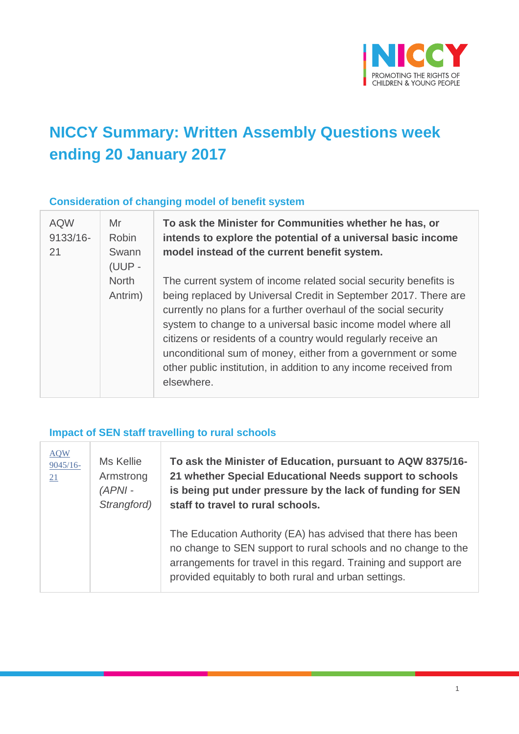# NICCY Summary: Written Assembly Questions week ending 20 January 2017

## Consideration of changing model of benefit system

| | | |
|---|---|---|
| AQW 9133/16-21 | Mr Robin Swann (UUP - North Antrim) | **To ask the Minister for Communities whether he has, or intends to explore the potential of a universal basic income model instead of the current benefit system.**<br><br>The current system of income related social security benefits is being replaced by Universal Credit in September 2017. There are currently no plans for a further overhaul of the social security system to change to a universal basic income model where all citizens or residents of a country would regularly receive an unconditional sum of money, either from a government or some other public institution, in addition to any income received from elsewhere. |

## Impact of SEN staff travelling to rural schools

| | | |
|---|---|---|
| AQW 9045/16-21 | Ms Kellie Armstrong *(APNI - Strangford)* | **To ask the Minister of Education, pursuant to AQW 8375/16-21 whether Special Educational Needs support to schools is being put under pressure by the lack of funding for SEN staff to travel to rural schools.**<br><br>The Education Authority (EA) has advised that there has been no change to SEN support to rural schools and no change to the arrangements for travel in this regard. Training and support are provided equitably to both rural and urban settings. |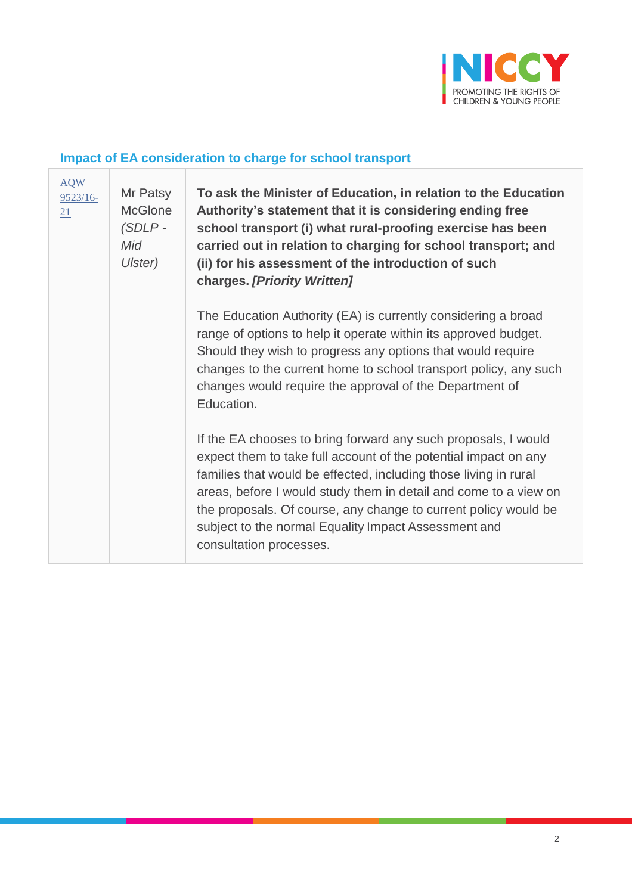### Impact of EA consideration to charge for school transport

| | | |
|---|---|---|
| [AQW 9523/16-21]() | Mr Patsy McGlone *(SDLP - Mid Ulster)* | **To ask the Minister of Education, in relation to the Education Authority's statement that it is considering ending free school transport (i) what rural-proofing exercise has been carried out in relation to charging for school transport; and (ii) for his assessment of the introduction of such charges.** ***[Priority Written]***<br><br>The Education Authority (EA) is currently considering a broad range of options to help it operate within its approved budget. Should they wish to progress any options that would require changes to the current home to school transport policy, any such changes would require the approval of the Department of Education.<br><br>If the EA chooses to bring forward any such proposals, I would expect them to take full account of the potential impact on any families that would be effected, including those living in rural areas, before I would study them in detail and come to a view on the proposals. Of course, any change to current policy would be subject to the normal Equality Impact Assessment and consultation processes. |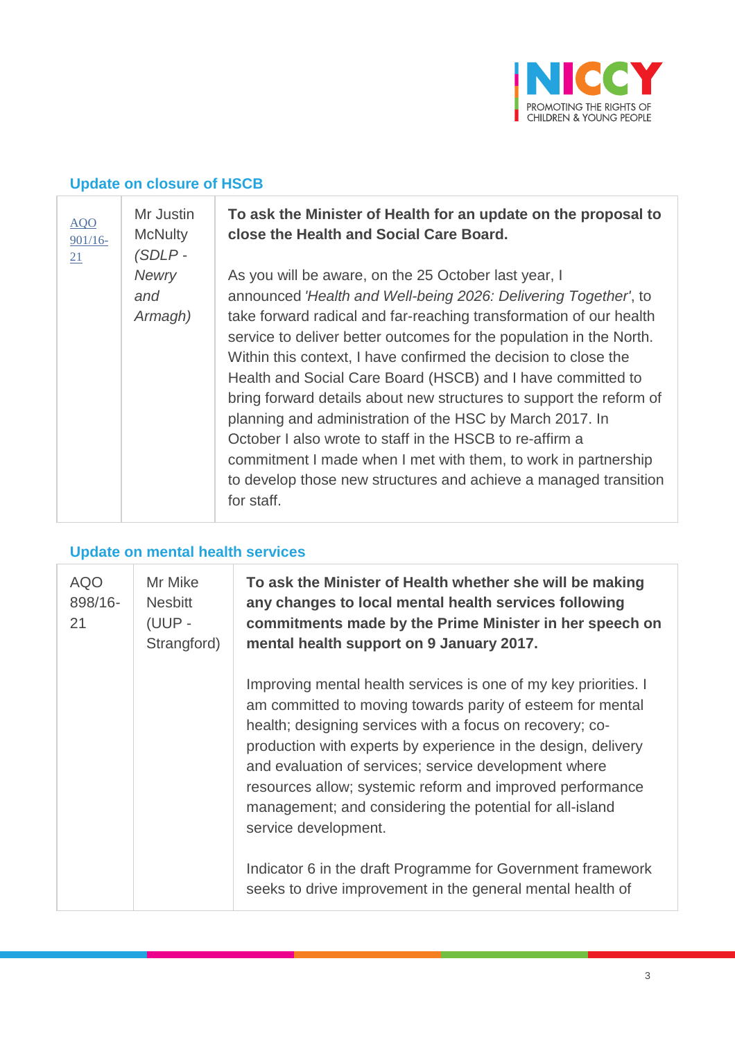## Update on closure of HSCB

| | | |
|---|---|---|
| AQO 901/16-21 | Mr Justin McNulty *(SDLP - Newry and Armagh)* | **To ask the Minister of Health for an update on the proposal to close the Health and Social Care Board.**<br><br>As you will be aware, on the 25 October last year, I announced *'Health and Well-being 2026: Delivering Together'*, to take forward radical and far-reaching transformation of our health service to deliver better outcomes for the population in the North. Within this context, I have confirmed the decision to close the Health and Social Care Board (HSCB) and I have committed to bring forward details about new structures to support the reform of planning and administration of the HSC by March 2017. In October I also wrote to staff in the HSCB to re-affirm a commitment I made when I met with them, to work in partnership to develop those new structures and achieve a managed transition for staff. |

## Update on mental health services

| | | |
|---|---|---|
| AQO 898/16-21 | Mr Mike Nesbitt (UUP - Strangford) | **To ask the Minister of Health whether she will be making any changes to local mental health services following commitments made by the Prime Minister in her speech on mental health support on 9 January 2017.**<br><br>Improving mental health services is one of my key priorities. I am committed to moving towards parity of esteem for mental health; designing services with a focus on recovery; co-production with experts by experience in the design, delivery and evaluation of services; service development where resources allow; systemic reform and improved performance management; and considering the potential for all-island service development.<br><br>Indicator 6 in the draft Programme for Government framework seeks to drive improvement in the general mental health of |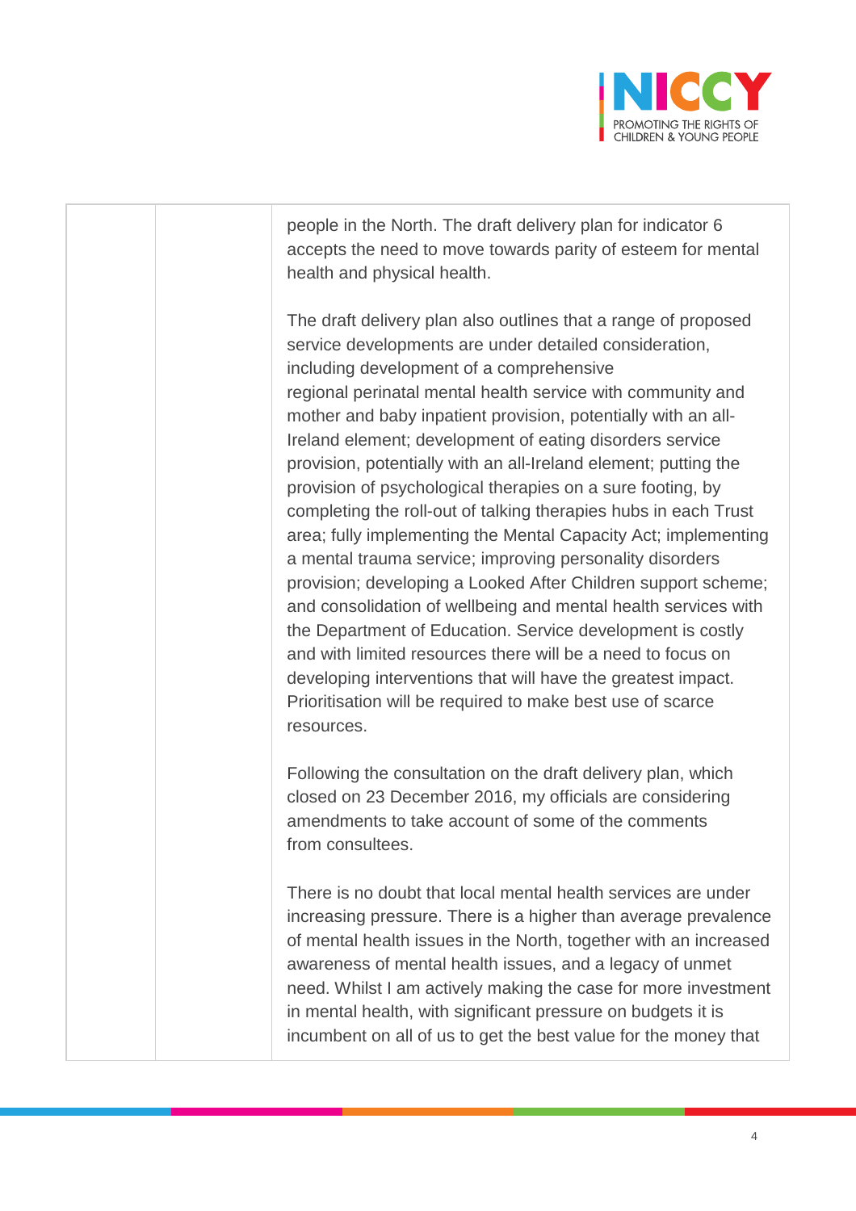| | | people in the North. The draft delivery plan for indicator 6 accepts the need to move towards parity of esteem for mental health and physical health.<br><br>The draft delivery plan also outlines that a range of proposed service developments are under detailed consideration, including development of a comprehensive regional perinatal mental health service with community and mother and baby inpatient provision, potentially with an all-Ireland element; development of eating disorders service provision, potentially with an all-Ireland element; putting the provision of psychological therapies on a sure footing, by completing the roll-out of talking therapies hubs in each Trust area; fully implementing the Mental Capacity Act; implementing a mental trauma service; improving personality disorders provision; developing a Looked After Children support scheme; and consolidation of wellbeing and mental health services with the Department of Education. Service development is costly and with limited resources there will be a need to focus on developing interventions that will have the greatest impact. Prioritisation will be required to make best use of scarce resources.<br><br>Following the consultation on the draft delivery plan, which closed on 23 December 2016, my officials are considering amendments to take account of some of the comments from consultees.<br><br>There is no doubt that local mental health services are under increasing pressure. There is a higher than average prevalence of mental health issues in the North, together with an increased awareness of mental health issues, and a legacy of unmet need. Whilst I am actively making the case for more investment in mental health, with significant pressure on budgets it is incumbent on all of us to get the best value for the money that |
|---|---|---|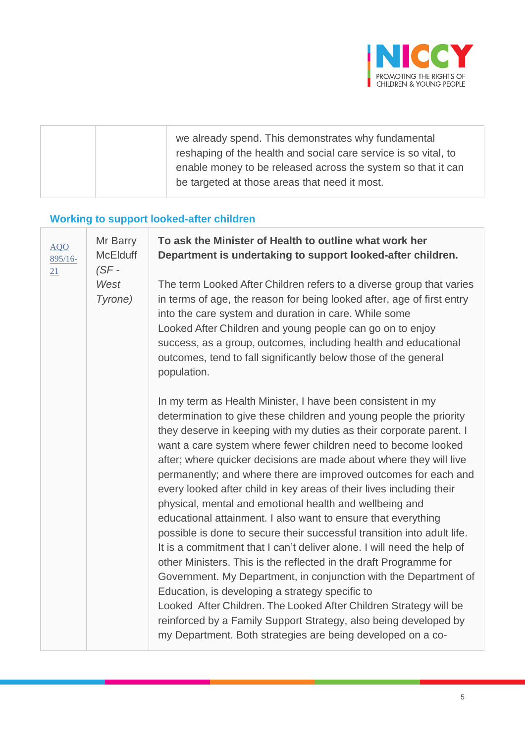| | | we already spend. This demonstrates why fundamental reshaping of the health and social care service is so vital, to enable money to be released across the system so that it can be targeted at those areas that need it most. |
|---|---|---|

### Working to support looked-after children

| | | |
|---|---|---|
| AQO 895/16-21 | Mr Barry McElduff *(SF - West Tyrone)* | **To ask the Minister of Health to outline what work her Department is undertaking to support looked-after children.**<br><br>The term Looked After Children refers to a diverse group that varies in terms of age, the reason for being looked after, age of first entry into the care system and duration in care. While some Looked After Children and young people can go on to enjoy success, as a group, outcomes, including health and educational outcomes, tend to fall significantly below those of the general population.<br><br>In my term as Health Minister, I have been consistent in my determination to give these children and young people the priority they deserve in keeping with my duties as their corporate parent. I want a care system where fewer children need to become looked after; where quicker decisions are made about where they will live permanently; and where there are improved outcomes for each and every looked after child in key areas of their lives including their physical, mental and emotional health and wellbeing and educational attainment. I also want to ensure that everything possible is done to secure their successful transition into adult life. It is a commitment that I can't deliver alone. I will need the help of other Ministers. This is the reflected in the draft Programme for Government. My Department, in conjunction with the Department of Education, is developing a strategy specific to Looked After Children. The Looked After Children Strategy will be reinforced by a Family Support Strategy, also being developed by my Department. Both strategies are being developed on a co- |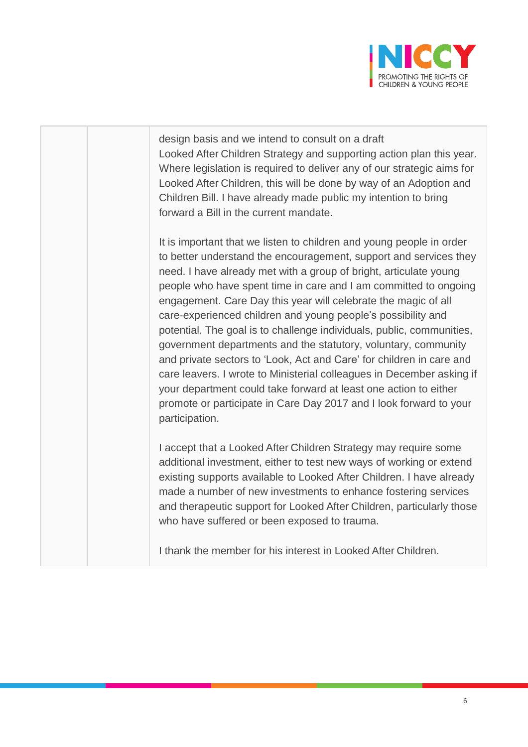| | | design basis and we intend to consult on a draft Looked After Children Strategy and supporting action plan this year. Where legislation is required to deliver any of our strategic aims for Looked After Children, this will be done by way of an Adoption and Children Bill. I have already made public my intention to bring forward a Bill in the current mandate.<br><br>It is important that we listen to children and young people in order to better understand the encouragement, support and services they need. I have already met with a group of bright, articulate young people who have spent time in care and I am committed to ongoing engagement. Care Day this year will celebrate the magic of all care-experienced children and young people's possibility and potential. The goal is to challenge individuals, public, communities, government departments and the statutory, voluntary, community and private sectors to 'Look, Act and Care' for children in care and care leavers. I wrote to Ministerial colleagues in December asking if your department could take forward at least one action to either promote or participate in Care Day 2017 and I look forward to your participation.<br><br>I accept that a Looked After Children Strategy may require some additional investment, either to test new ways of working or extend existing supports available to Looked After Children. I have already made a number of new investments to enhance fostering services and therapeutic support for Looked After Children, particularly those who have suffered or been exposed to trauma.<br><br>I thank the member for his interest in Looked After Children. |
|---|---|---|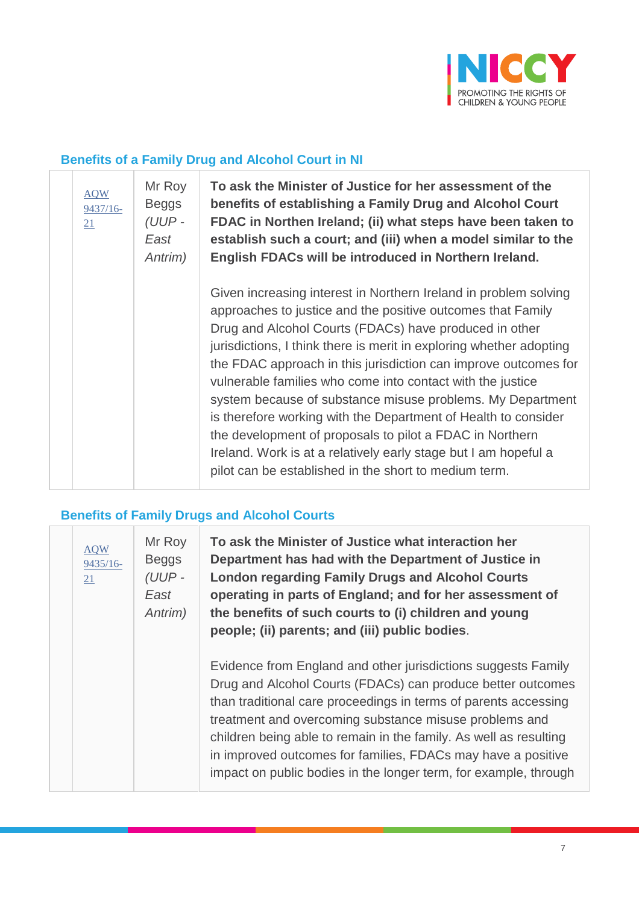## Benefits of a Family Drug and Alcohol Court in NI

| | | | |
|---|---|---|---|
| | AQW 9437/16-21 | Mr Roy Beggs *(UUP - East Antrim)* | **To ask the Minister of Justice for her assessment of the benefits of establishing a Family Drug and Alcohol Court FDAC in Northen Ireland; (ii) what steps have been taken to establish such a court; and (iii) when a model similar to the English FDACs will be introduced in Northern Ireland.**<br><br>Given increasing interest in Northern Ireland in problem solving approaches to justice and the positive outcomes that Family Drug and Alcohol Courts (FDACs) have produced in other jurisdictions, I think there is merit in exploring whether adopting the FDAC approach in this jurisdiction can improve outcomes for vulnerable families who come into contact with the justice system because of substance misuse problems. My Department is therefore working with the Department of Health to consider the development of proposals to pilot a FDAC in Northern Ireland. Work is at a relatively early stage but I am hopeful a pilot can be established in the short to medium term. |

## Benefits of Family Drugs and Alcohol Courts

| | | | |
|---|---|---|---|
| | AQW 9435/16-21 | Mr Roy Beggs *(UUP - East Antrim)* | **To ask the Minister of Justice what interaction her Department has had with the Department of Justice in London regarding Family Drugs and Alcohol Courts operating in parts of England; and for her assessment of the benefits of such courts to (i) children and young people; (ii) parents; and (iii) public bodies**.<br><br>Evidence from England and other jurisdictions suggests Family Drug and Alcohol Courts (FDACs) can produce better outcomes than traditional care proceedings in terms of parents accessing treatment and overcoming substance misuse problems and children being able to remain in the family. As well as resulting in improved outcomes for families, FDACs may have a positive impact on public bodies in the longer term, for example, through |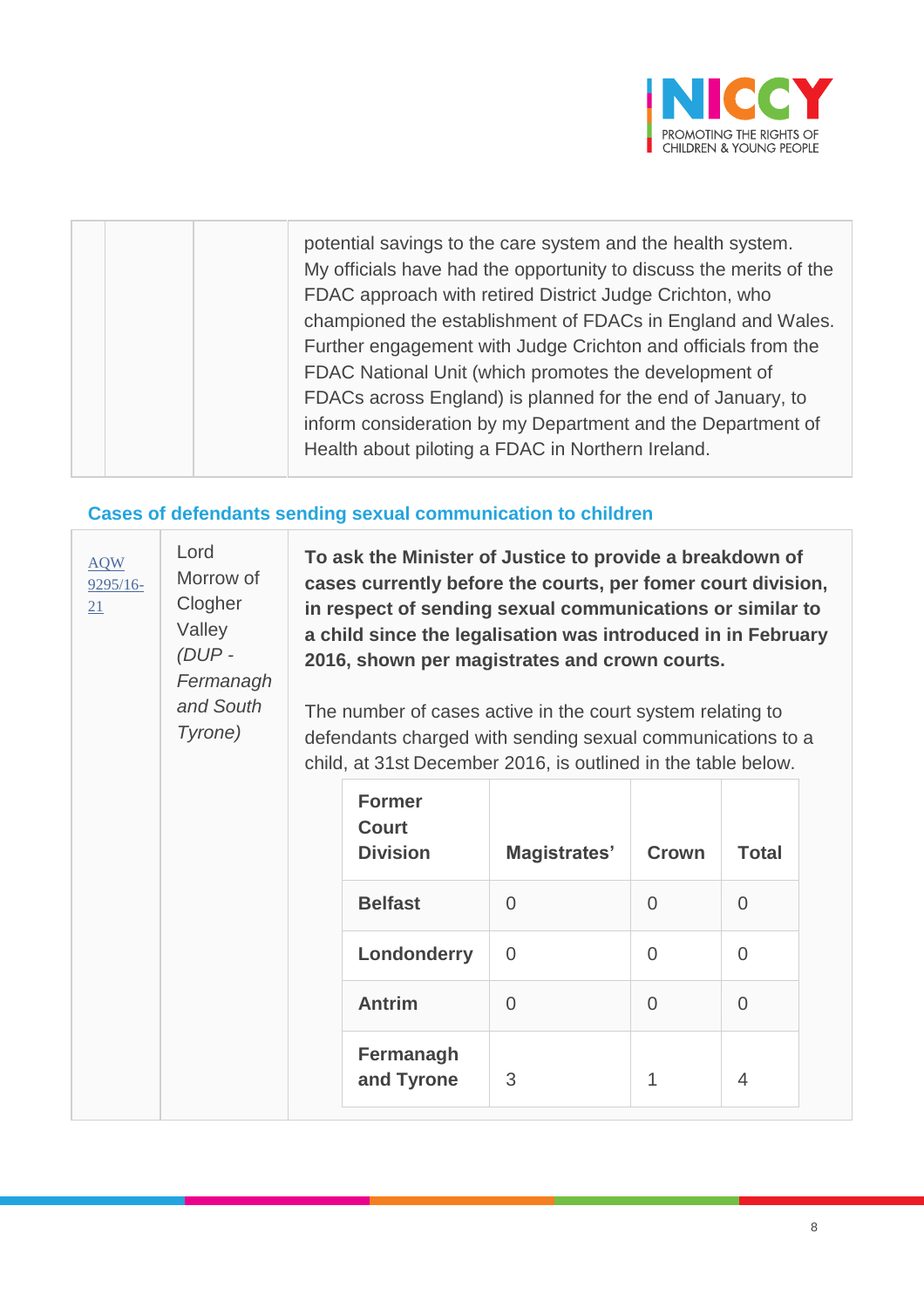| | | |
|---|---|---|
| | | potential savings to the care system and the health system. My officials have had the opportunity to discuss the merits of the FDAC approach with retired District Judge Crichton, who championed the establishment of FDACs in England and Wales. Further engagement with Judge Crichton and officials from the FDAC National Unit (which promotes the development of FDACs across England) is planned for the end of January, to inform consideration by my Department and the Department of Health about piloting a FDAC in Northern Ireland. |

### Cases of defendants sending sexual communication to children

| | | |
|---|---|---|
| AQW 9295/16-21 | Lord Morrow of Clogher Valley *(DUP - Fermanagh and South Tyrone)* | **To ask the Minister of Justice to provide a breakdown of cases currently before the courts, per fomer court division, in respect of sending sexual communications or similar to a child since the legalisation was introduced in in February 2016, shown per magistrates and crown courts.**<br><br>The number of cases active in the court system relating to defendants charged with sending sexual communications to a child, at 31st December 2016, is outlined in the table below. |

| Former Court Division | Magistrates' | Crown | Total |
|---|---|---|---|
| **Belfast** | 0 | 0 | 0 |
| **Londonderry** | 0 | 0 | 0 |
| **Antrim** | 0 | 0 | 0 |
| **Fermanagh and Tyrone** | 3 | 1 | 4 |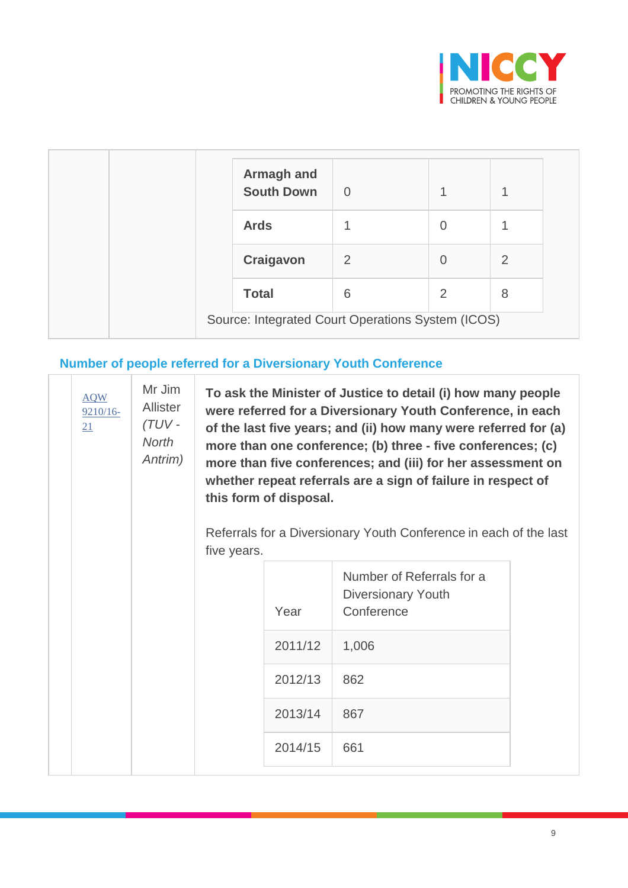| | | |
|---|---|---|
| Armagh and South Down | 0 | 1 | 1 |
| Ards | 1 | 0 | 1 |
| Craigavon | 2 | 0 | 2 |
| **Total** | 6 | 2 | 8 |

Source: Integrated Court Operations System (ICOS)

## Number of people referred for a Diversionary Youth Conference

| | | |
|---|---|---|
| [AQW 9210/16-21](AQW 9210/16-21) | Mr Jim Allister *(TUV - North Antrim)* | **To ask the Minister of Justice to detail (i) how many people were referred for a Diversionary Youth Conference, in each of the last five years; and (ii) how many were referred for (a) more than one conference; (b) three - five conferences; (c) more than five conferences; and (iii) for her assessment on whether repeat referrals are a sign of failure in respect of this form of disposal.** |

Referrals for a Diversionary Youth Conference in each of the last five years.

| Year | Number of Referrals for a Diversionary Youth Conference |
|---|---|
| 2011/12 | 1,006 |
| 2012/13 | 862 |
| 2013/14 | 867 |
| 2014/15 | 661 |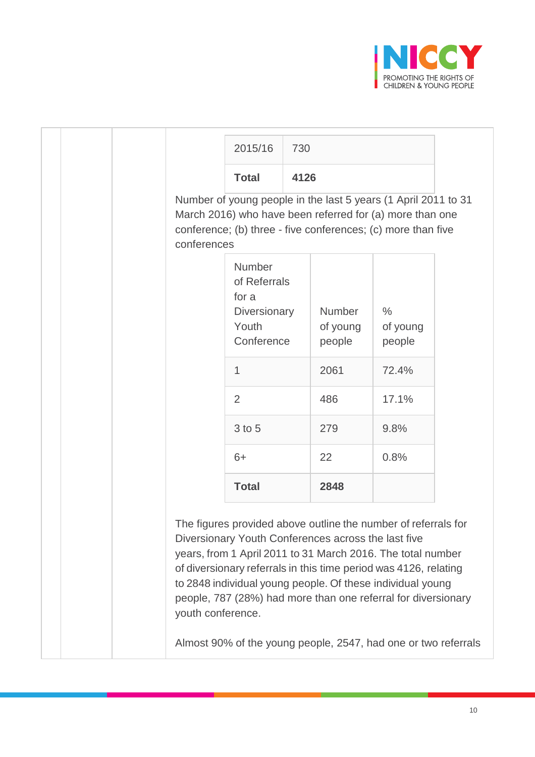| 2015/16 | 730 |
|---|---|
| **Total** | **4126** |

Number of young people in the last 5 years (1 April 2011 to 31 March 2016) who have been referred for (a) more than one conference; (b) three - five conferences; (c) more than five conferences

| Number of Referrals for a Diversionary Youth Conference | Number of young people | % of young people |
|---|---|---|
| 1 | 2061 | 72.4% |
| 2 | 486 | 17.1% |
| 3 to 5 | 279 | 9.8% |
| 6+ | 22 | 0.8% |
| **Total** | **2848** | |

The figures provided above outline the number of referrals for Diversionary Youth Conferences across the last five years, from 1 April 2011 to 31 March 2016. The total number of diversionary referrals in this time period was 4126, relating to 2848 individual young people. Of these individual young people, 787 (28%) had more than one referral for diversionary youth conference.

Almost 90% of the young people, 2547, had one or two referrals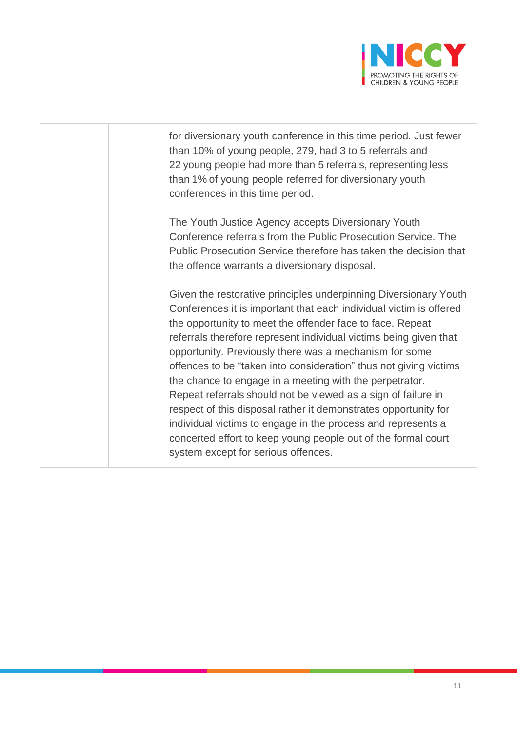| | | | |
|---|---|---|---|
| | | | for diversionary youth conference in this time period. Just fewer than 10% of young people, 279, had 3 to 5 referrals and 22 young people had more than 5 referrals, representing less than 1% of young people referred for diversionary youth conferences in this time period.<br><br>The Youth Justice Agency accepts Diversionary Youth Conference referrals from the Public Prosecution Service. The Public Prosecution Service therefore has taken the decision that the offence warrants a diversionary disposal.<br><br>Given the restorative principles underpinning Diversionary Youth Conferences it is important that each individual victim is offered the opportunity to meet the offender face to face. Repeat referrals therefore represent individual victims being given that opportunity. Previously there was a mechanism for some offences to be "taken into consideration" thus not giving victims the chance to engage in a meeting with the perpetrator. Repeat referrals should not be viewed as a sign of failure in respect of this disposal rather it demonstrates opportunity for individual victims to engage in the process and represents a concerted effort to keep young people out of the formal court system except for serious offences. |